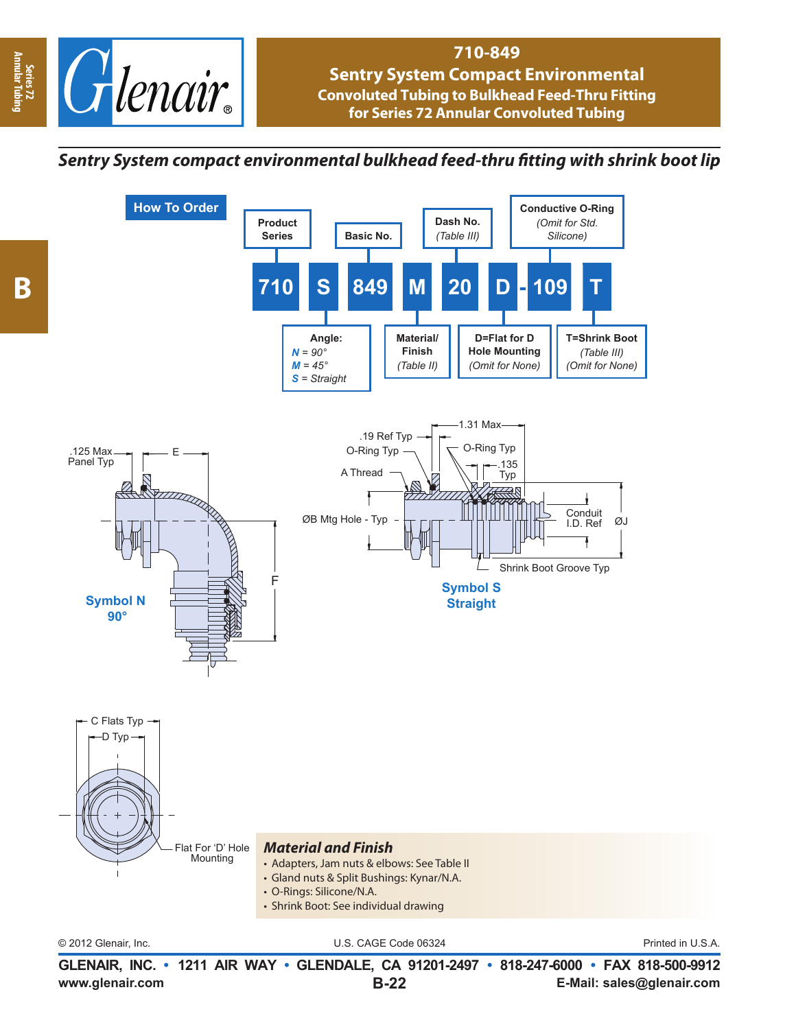# 710-849

## Sentry System Compact Environmental

### Convoluted Tubing to Bulkhead Feed-Thru Fitting for Series 72 Annular Convoluted Tubing

*Sentry System compact environmental bulkhead feed-thru fitting with shrink boot lip*

## How To Order

| 710 | S | 849 | M | 20 | D | - | 109 | T |
|---|---|---|---|---|---|---|---|---|

- **710** – Product Series
- **S** – Angle: *N* = 90°, *M* = 45°, *S* = Straight
- **849** – Basic No.
- **M** – Material/Finish (Table II)
- **20** – Dash No. (Table III)
- **D** – D=Flat for D Hole Mounting (Omit for None)
- **109** – Conductive O-Ring (Omit for Std. Silicone)
- **T** – T=Shrink Boot (Table III) (Omit for None)

.125 Max Panel Typ
E
F

**Symbol N 90°**

.19 Ref Typ
O-Ring Typ
A Thread
1.31 Max
O-Ring Typ
.135 Typ
ØB Mtg Hole - Typ
Conduit I.D. Ref
ØJ
Shrink Boot Groove Typ

**Symbol S Straight**

C Flats Typ
D Typ
Flat For 'D' Hole Mounting

### Material and Finish

- Adapters, Jam nuts & elbows: See Table II
- Gland nuts & Split Bushings: Kynar/N.A.
- O-Rings: Silicone/N.A.
- Shrink Boot: See individual drawing

© 2012 Glenair, Inc. U.S. CAGE Code 06324 Printed in U.S.A.

**GLENAIR, INC. • 1211 AIR WAY • GLENDALE, CA 91201-2497 • 818-247-6000 • FAX 818-500-9912**

www.glenair.com **E-Mail: sales@glenair.com**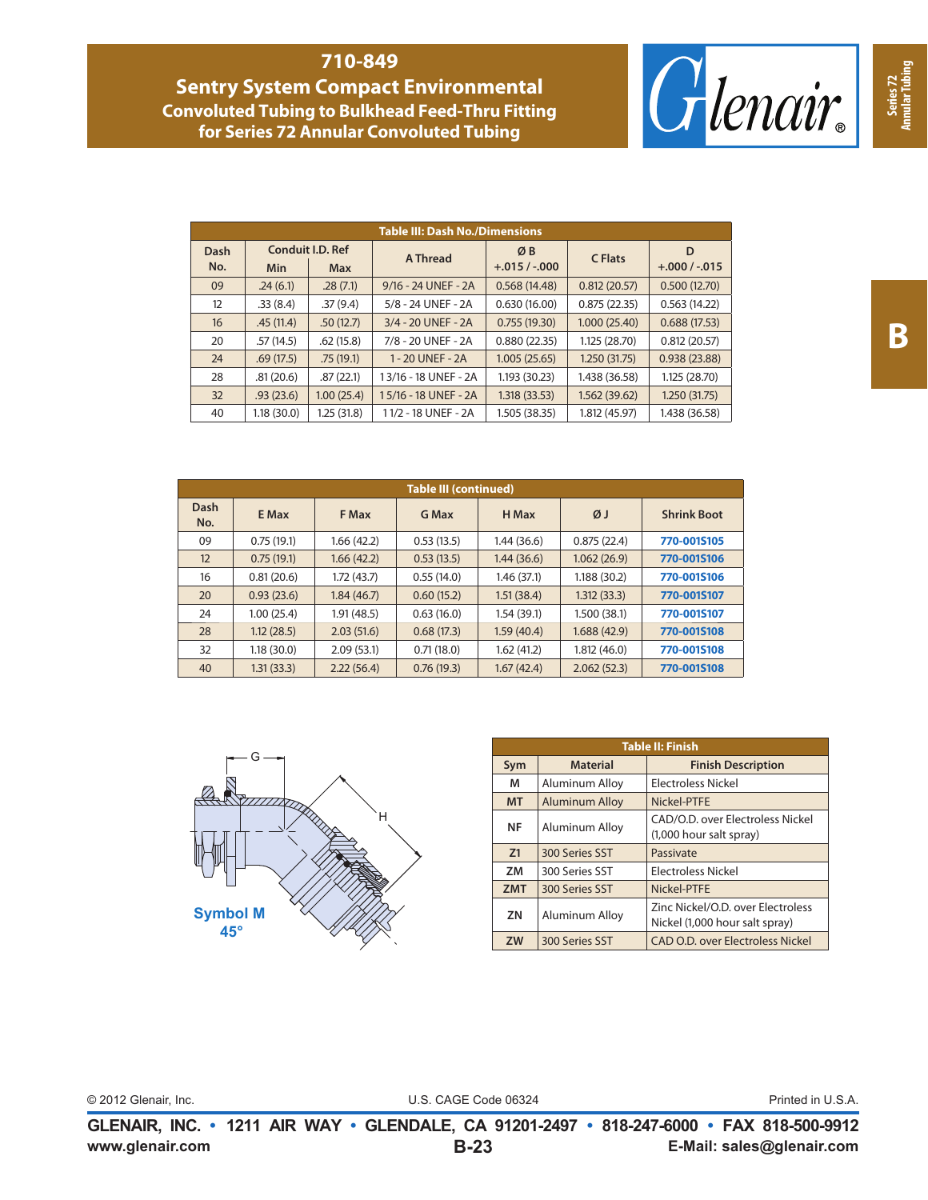# 710-849

## Sentry System Compact Environmental Convoluted Tubing to Bulkhead Feed-Thru Fitting for Series 72 Annular Convoluted Tubing

**Table III: Dash No./Dimensions**

| Dash No. | Conduit I.D. Ref Min | Conduit I.D. Ref Max | A Thread | Ø B +.015 / -.000 | C Flats | D +.000 / -.015 |
|---|---|---|---|---|---|---|
| 09 | .24 (6.1) | .28 (7.1) | 9/16 - 24 UNEF - 2A | 0.568 (14.48) | 0.812 (20.57) | 0.500 (12.70) |
| 12 | .33 (8.4) | .37 (9.4) | 5/8 - 24 UNEF - 2A | 0.630 (16.00) | 0.875 (22.35) | 0.563 (14.22) |
| 16 | .45 (11.4) | .50 (12.7) | 3/4 - 20 UNEF - 2A | 0.755 (19.30) | 1.000 (25.40) | 0.688 (17.53) |
| 20 | .57 (14.5) | .62 (15.8) | 7/8 - 20 UNEF - 2A | 0.880 (22.35) | 1.125 (28.70) | 0.812 (20.57) |
| 24 | .69 (17.5) | .75 (19.1) | 1 - 20 UNEF - 2A | 1.005 (25.65) | 1.250 (31.75) | 0.938 (23.88) |
| 28 | .81 (20.6) | .87 (22.1) | 1 3/16 - 18 UNEF - 2A | 1.193 (30.23) | 1.438 (36.58) | 1.125 (28.70) |
| 32 | .93 (23.6) | 1.00 (25.4) | 1 5/16 - 18 UNEF - 2A | 1.318 (33.53) | 1.562 (39.62) | 1.250 (31.75) |
| 40 | 1.18 (30.0) | 1.25 (31.8) | 1 1/2 - 18 UNEF - 2A | 1.505 (38.35) | 1.812 (45.97) | 1.438 (36.58) |

**Table III (continued)**

| Dash No. | E Max | F Max | G Max | H Max | Ø J | Shrink Boot |
|---|---|---|---|---|---|---|
| 09 | 0.75 (19.1) | 1.66 (42.2) | 0.53 (13.5) | 1.44 (36.6) | 0.875 (22.4) | 770-001S105 |
| 12 | 0.75 (19.1) | 1.66 (42.2) | 0.53 (13.5) | 1.44 (36.6) | 1.062 (26.9) | 770-001S106 |
| 16 | 0.81 (20.6) | 1.72 (43.7) | 0.55 (14.0) | 1.46 (37.1) | 1.188 (30.2) | 770-001S106 |
| 20 | 0.93 (23.6) | 1.84 (46.7) | 0.60 (15.2) | 1.51 (38.4) | 1.312 (33.3) | 770-001S107 |
| 24 | 1.00 (25.4) | 1.91 (48.5) | 0.63 (16.0) | 1.54 (39.1) | 1.500 (38.1) | 770-001S107 |
| 28 | 1.12 (28.5) | 2.03 (51.6) | 0.68 (17.3) | 1.59 (40.4) | 1.688 (42.9) | 770-001S108 |
| 32 | 1.18 (30.0) | 2.09 (53.1) | 0.71 (18.0) | 1.62 (41.2) | 1.812 (46.0) | 770-001S108 |
| 40 | 1.31 (33.3) | 2.22 (56.4) | 0.76 (19.3) | 1.67 (42.4) | 2.062 (52.3) | 770-001S108 |

G

H

**Symbol M**
**45°**

**Table II: Finish**

| Sym | Material | Finish Description |
|---|---|---|
| M | Aluminum Alloy | Electroless Nickel |
| MT | Aluminum Alloy | Nickel-PTFE |
| NF | Aluminum Alloy | CAD/O.D. over Electroless Nickel (1,000 hour salt spray) |
| Z1 | 300 Series SST | Passivate |
| ZM | 300 Series SST | Electroless Nickel |
| ZMT | 300 Series SST | Nickel-PTFE |
| ZN | Aluminum Alloy | Zinc Nickel/O.D. over Electroless Nickel (1,000 hour salt spray) |
| ZW | 300 Series SST | CAD O.D. over Electroless Nickel |

© 2012 Glenair, Inc. U.S. CAGE Code 06324 Printed in U.S.A.

**GLENAIR, INC. • 1211 AIR WAY • GLENDALE, CA 91201-2497 • 818-247-6000 • FAX 818-500-9912**
**www.glenair.com** **E-Mail: sales@glenair.com**